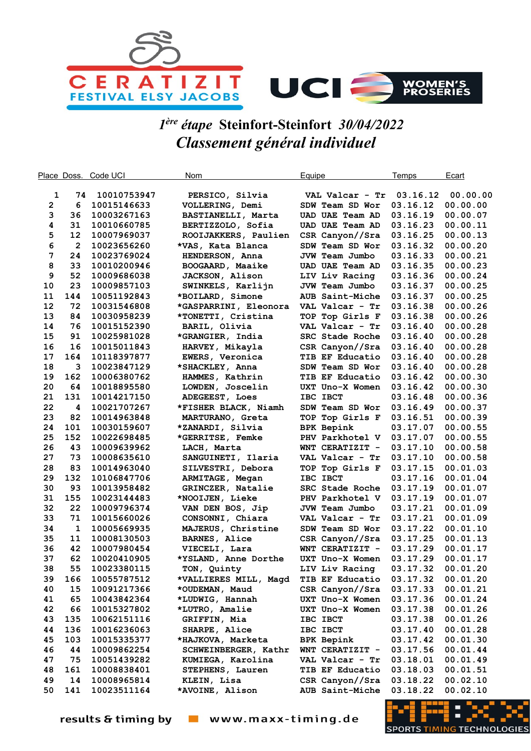CERATIZIT FESTIVAL ELSY JACOBS — UCI WOMEN'S PROSERIES

## *1ère étape* Steinfort-Steinfort *30/04/2022*

## *Classement général individuel*

| Place | Doss. | Code UCI | Nom | Equipe | Temps | Ecart |
|---|---|---|---|---|---|---|
| 1 | 74 | 10010753947 | PERSICO, Silvia | VAL Valcar - Tr | 03.16.12 | 00.00.00 |
| 2 | 6 | 10015146633 | VOLLERING, Demi | SDW Team SD Wor | 03.16.12 | 00.00.00 |
| 3 | 36 | 10003267163 | BASTIANELLI, Marta | UAD UAE Team AD | 03.16.19 | 00.00.07 |
| 4 | 31 | 10010660785 | BERTIZZOLO, Sofia | UAD UAE Team AD | 03.16.23 | 00.00.11 |
| 5 | 12 | 10007969037 | ROOIJAKKERS, Paulien | CSR Canyon//Sra | 03.16.25 | 00.00.13 |
| 6 | 2 | 10023656260 | *VAS, Kata Blanca | SDW Team SD Wor | 03.16.32 | 00.00.20 |
| 7 | 24 | 10023769024 | HENDERSON, Anna | JVW Team Jumbo | 03.16.33 | 00.00.21 |
| 8 | 33 | 10010200946 | BOOGAARD, Maaike | UAD UAE Team AD | 03.16.35 | 00.00.23 |
| 9 | 52 | 10009686038 | JACKSON, Alison | LIV Liv Racing | 03.16.36 | 00.00.24 |
| 10 | 23 | 10009857103 | SWINKELS, Karlijn | JVW Team Jumbo | 03.16.37 | 00.00.25 |
| 11 | 144 | 10051192843 | *BOILARD, Simone | AUB Saint-Miche | 03.16.37 | 00.00.25 |
| 12 | 72 | 10031546808 | *GASPARRINI, Eleonora | VAL Valcar - Tr | 03.16.38 | 00.00.26 |
| 13 | 84 | 10030958239 | *TONETTI, Cristina | TOP Top Girls F | 03.16.38 | 00.00.26 |
| 14 | 76 | 10015152390 | BARIL, Olivia | VAL Valcar - Tr | 03.16.40 | 00.00.28 |
| 15 | 91 | 10025981028 | *GRANGIER, India | SRC Stade Roche | 03.16.40 | 00.00.28 |
| 16 | 16 | 10015011843 | HARVEY, Mikayla | CSR Canyon//Sra | 03.16.40 | 00.00.28 |
| 17 | 164 | 10118397877 | EWERS, Veronica | TIB EF Educatio | 03.16.40 | 00.00.28 |
| 18 | 3 | 10023847129 | *SHACKLEY, Anna | SDW Team SD Wor | 03.16.40 | 00.00.28 |
| 19 | 162 | 10006380762 | HAMMES, Kathrin | TIB EF Educatio | 03.16.42 | 00.00.30 |
| 20 | 64 | 10018895580 | LOWDEN, Joscelin | UXT Uno-X Women | 03.16.42 | 00.00.30 |
| 21 | 131 | 10014217150 | ADEGEEST, Loes | IBC IBCT | 03.16.48 | 00.00.36 |
| 22 | 4 | 10021707267 | *FISHER BLACK, Niamh | SDW Team SD Wor | 03.16.49 | 00.00.37 |
| 23 | 82 | 10014963848 | MARTURANO, Greta | TOP Top Girls F | 03.16.51 | 00.00.39 |
| 24 | 101 | 10030159607 | *ZANARDI, Silvia | BPK Bepink | 03.17.07 | 00.00.55 |
| 25 | 152 | 10022698485 | *GERRITSE, Femke | PHV Parkhotel V | 03.17.07 | 00.00.55 |
| 26 | 43 | 10009639962 | LACH, Marta | WNT CERATIZIT - | 03.17.10 | 00.00.58 |
| 27 | 73 | 10008635610 | SANGUINETI, Ilaria | VAL Valcar - Tr | 03.17.10 | 00.00.58 |
| 28 | 83 | 10014963040 | SILVESTRI, Debora | TOP Top Girls F | 03.17.15 | 00.01.03 |
| 29 | 132 | 10106847706 | ARMITAGE, Megan | IBC IBCT | 03.17.16 | 00.01.04 |
| 30 | 93 | 10013958482 | GRINCZER, Natalie | SRC Stade Roche | 03.17.19 | 00.01.07 |
| 31 | 155 | 10023144483 | *NOOIJEN, Lieke | PHV Parkhotel V | 03.17.19 | 00.01.07 |
| 32 | 22 | 10009796374 | VAN DEN BOS, Jip | JVW Team Jumbo | 03.17.21 | 00.01.09 |
| 33 | 71 | 10015660026 | CONSONNI, Chiara | VAL Valcar - Tr | 03.17.21 | 00.01.09 |
| 34 | 1 | 10005669935 | MAJERUS, Christine | SDW Team SD Wor | 03.17.22 | 00.01.10 |
| 35 | 11 | 10008130503 | BARNES, Alice | CSR Canyon//Sra | 03.17.25 | 00.01.13 |
| 36 | 42 | 10007980454 | VIECELI, Lara | WNT CERATIZIT - | 03.17.29 | 00.01.17 |
| 37 | 62 | 10020410905 | *YSLAND, Anne Dorthe | UXT Uno-X Women | 03.17.29 | 00.01.17 |
| 38 | 55 | 10023380115 | TON, Quinty | LIV Liv Racing | 03.17.32 | 00.01.20 |
| 39 | 166 | 10055787512 | *VALLIERES MILL, Magd | TIB EF Educatio | 03.17.32 | 00.01.20 |
| 40 | 15 | 10091217366 | *OUDEMAN, Maud | CSR Canyon//Sra | 03.17.33 | 00.01.21 |
| 41 | 65 | 10043842364 | *LUDWIG, Hannah | UXT Uno-X Women | 03.17.36 | 00.01.24 |
| 42 | 66 | 10015327802 | *LUTRO, Amalie | UXT Uno-X Women | 03.17.38 | 00.01.26 |
| 43 | 135 | 10062151116 | GRIFFIN, Mia | IBC IBCT | 03.17.38 | 00.01.26 |
| 44 | 136 | 10016236063 | SHARPE, Alice | IBC IBCT | 03.17.40 | 00.01.28 |
| 45 | 103 | 10015335377 | *HAJKOVA, Marketa | BPK Bepink | 03.17.42 | 00.01.30 |
| 46 | 44 | 10009862254 | SCHWEINBERGER, Kathr | WNT CERATIZIT - | 03.17.56 | 00.01.44 |
| 47 | 75 | 10051439282 | KUMIEGA, Karolina | VAL Valcar - Tr | 03.18.01 | 00.01.49 |
| 48 | 161 | 10008838401 | STEPHENS, Lauren | TIB EF Educatio | 03.18.03 | 00.01.51 |
| 49 | 14 | 10008965814 | KLEIN, Lisa | CSR Canyon//Sra | 03.18.22 | 00.02.10 |
| 50 | 141 | 10023511164 | *AVOINE, Alison | AUB Saint-Miche | 03.18.22 | 00.02.10 |

results & timing by www.maxx-timing.de — SPORTS TIMING TECHNOLOGIES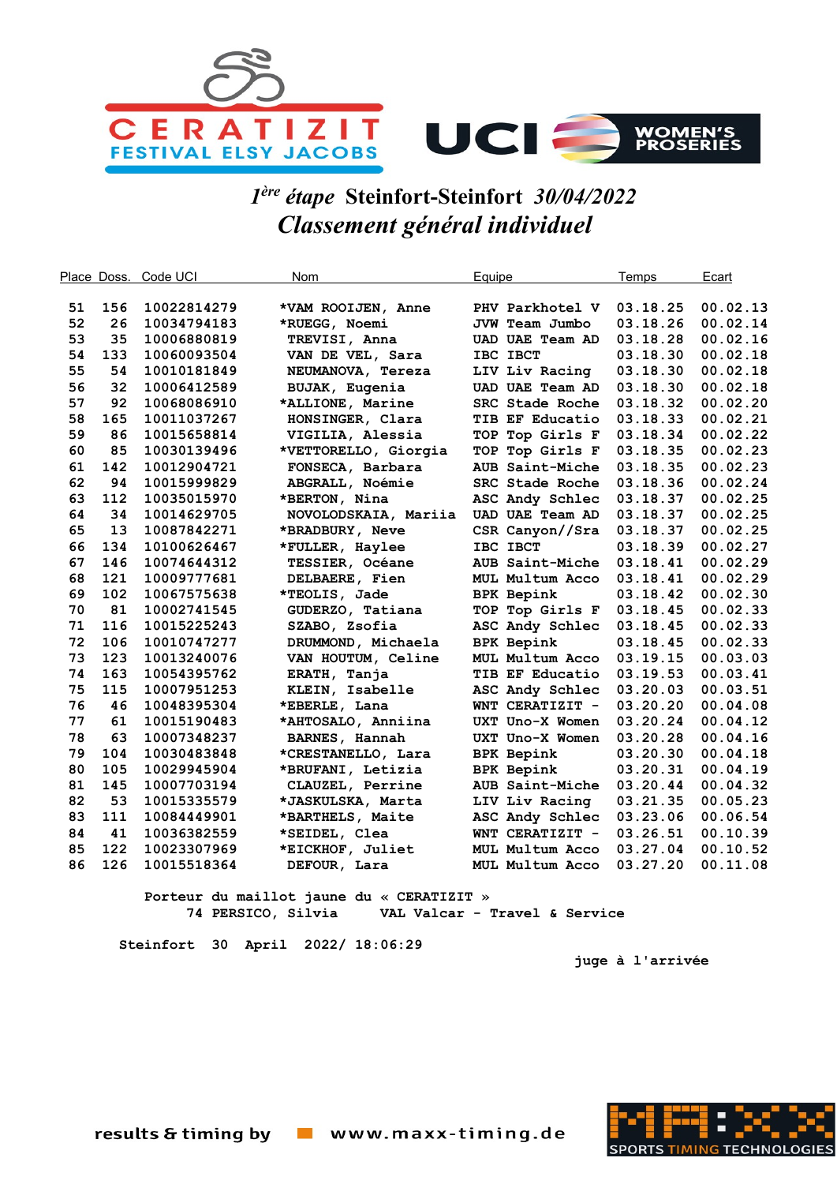## *1ère étape* Steinfort-Steinfort *30/04/2022*

## *Classement général individuel*

| Place | Doss. | Code UCI | Nom | Equipe | Temps | Ecart |
|---|---|---|---|---|---|---|
| 51 | 156 | 10022814279 | *VAM ROOIJEN, Anne | PHV Parkhotel V | 03.18.25 | 00.02.13 |
| 52 | 26 | 10034794183 | *RUEGG, Noemi | JVW Team Jumbo | 03.18.26 | 00.02.14 |
| 53 | 35 | 10006880819 | TREVISI, Anna | UAD UAE Team AD | 03.18.28 | 00.02.16 |
| 54 | 133 | 10060093504 | VAN DE VEL, Sara | IBC IBCT | 03.18.30 | 00.02.18 |
| 55 | 54 | 10010181849 | NEUMANOVA, Tereza | LIV Liv Racing | 03.18.30 | 00.02.18 |
| 56 | 32 | 10006412589 | BUJAK, Eugenia | UAD UAE Team AD | 03.18.30 | 00.02.18 |
| 57 | 92 | 10068086910 | *ALLIONE, Marine | SRC Stade Roche | 03.18.32 | 00.02.20 |
| 58 | 165 | 10011037267 | HONSINGER, Clara | TIB EF Educatio | 03.18.33 | 00.02.21 |
| 59 | 86 | 10015658814 | VIGILIA, Alessia | TOP Top Girls F | 03.18.34 | 00.02.22 |
| 60 | 85 | 10030139496 | *VETTORELLO, Giorgia | TOP Top Girls F | 03.18.35 | 00.02.23 |
| 61 | 142 | 10012904721 | FONSECA, Barbara | AUB Saint-Miche | 03.18.35 | 00.02.23 |
| 62 | 94 | 10015999829 | ABGRALL, Noémie | SRC Stade Roche | 03.18.36 | 00.02.24 |
| 63 | 112 | 10035015970 | *BERTON, Nina | ASC Andy Schlec | 03.18.37 | 00.02.25 |
| 64 | 34 | 10014629705 | NOVOLODSKAIA, Mariia | UAD UAE Team AD | 03.18.37 | 00.02.25 |
| 65 | 13 | 10087842271 | *BRADBURY, Neve | CSR Canyon//Sra | 03.18.37 | 00.02.25 |
| 66 | 134 | 10100626467 | *FULLER, Haylee | IBC IBCT | 03.18.39 | 00.02.27 |
| 67 | 146 | 10074644312 | TESSIER, Océane | AUB Saint-Miche | 03.18.41 | 00.02.29 |
| 68 | 121 | 10009777681 | DELBAERE, Fien | MUL Multum Acco | 03.18.41 | 00.02.29 |
| 69 | 102 | 10067575638 | *TEOLIS, Jade | BPK Bepink | 03.18.42 | 00.02.30 |
| 70 | 81 | 10002741545 | GUDERZO, Tatiana | TOP Top Girls F | 03.18.45 | 00.02.33 |
| 71 | 116 | 10015225243 | SZABO, Zsofia | ASC Andy Schlec | 03.18.45 | 00.02.33 |
| 72 | 106 | 10010747277 | DRUMMOND, Michaela | BPK Bepink | 03.18.45 | 00.02.33 |
| 73 | 123 | 10013240076 | VAN HOUTUM, Celine | MUL Multum Acco | 03.19.15 | 00.03.03 |
| 74 | 163 | 10054395762 | ERATH, Tanja | TIB EF Educatio | 03.19.53 | 00.03.41 |
| 75 | 115 | 10007951253 | KLEIN, Isabelle | ASC Andy Schlec | 03.20.03 | 00.03.51 |
| 76 | 46 | 10048395304 | *EBERLE, Lana | WNT CERATIZIT - | 03.20.20 | 00.04.08 |
| 77 | 61 | 10015190483 | *AHTOSALO, Anniina | UXT Uno-X Women | 03.20.24 | 00.04.12 |
| 78 | 63 | 10007348237 | BARNES, Hannah | UXT Uno-X Women | 03.20.28 | 00.04.16 |
| 79 | 104 | 10030483848 | *CRESTANELLO, Lara | BPK Bepink | 03.20.30 | 00.04.18 |
| 80 | 105 | 10029945904 | *BRUFANI, Letizia | BPK Bepink | 03.20.31 | 00.04.19 |
| 81 | 145 | 10007703194 | CLAUZEL, Perrine | AUB Saint-Miche | 03.20.44 | 00.04.32 |
| 82 | 53 | 10015335579 | *JASKULSKA, Marta | LIV Liv Racing | 03.21.35 | 00.05.23 |
| 83 | 111 | 10084449901 | *BARTHELS, Maite | ASC Andy Schlec | 03.23.06 | 00.06.54 |
| 84 | 41 | 10036382559 | *SEIDEL, Clea | WNT CERATIZIT - | 03.26.51 | 00.10.39 |
| 85 | 122 | 10023307969 | *EICKHOF, Juliet | MUL Multum Acco | 03.27.04 | 00.10.52 |
| 86 | 126 | 10015518364 | DEFOUR, Lara | MUL Multum Acco | 03.27.20 | 00.11.08 |

Porteur du maillot jaune du « CERATIZIT »
74 PERSICO, Silvia    VAL Valcar - Travel & Service

Steinfort 30 April 2022/ 18:06:29

juge à l'arrivée

results & timing by www.maxx-timing.de